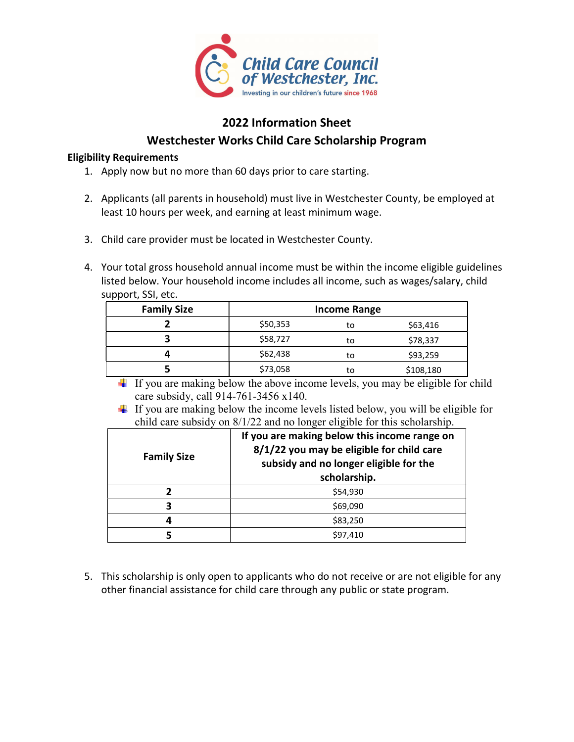Child Care Council of Westchester, Inc.

Investing in our children's future since 1968

## 2022 Information Sheet

## Westchester Works Child Care Scholarship Program

**Eligibility Requirements**

1. Apply now but no more than 60 days prior to care starting.

2. Applicants (all parents in household) must live in Westchester County, be employed at least 10 hours per week, and earning at least minimum wage.

3. Child care provider must be located in Westchester County.

4. Your total gross household annual income must be within the income eligible guidelines listed below. Your household income includes all income, such as wages/salary, child support, SSI, etc.

| Family Size | Income Range | | |
|---|---|---|---|
| **2** | $50,353 | to | $63,416 |
| **3** | $58,727 | to | $78,337 |
| **4** | $62,438 | to | $93,259 |
| **5** | $73,058 | to | $108,180 |

- If you are making below the above income levels, you may be eligible for child care subsidy, call 914-761-3456 x140.
- If you are making below the income levels listed below, you will be eligible for child care subsidy on 8/1/22 and no longer eligible for this scholarship.

| Family Size | If you are making below this income range on 8/1/22 you may be eligible for child care subsidy and no longer eligible for the scholarship. |
|---|---|
| **2** | $54,930 |
| **3** | $69,090 |
| **4** | $83,250 |
| **5** | $97,410 |

5. This scholarship is only open to applicants who do not receive or are not eligible for any other financial assistance for child care through any public or state program.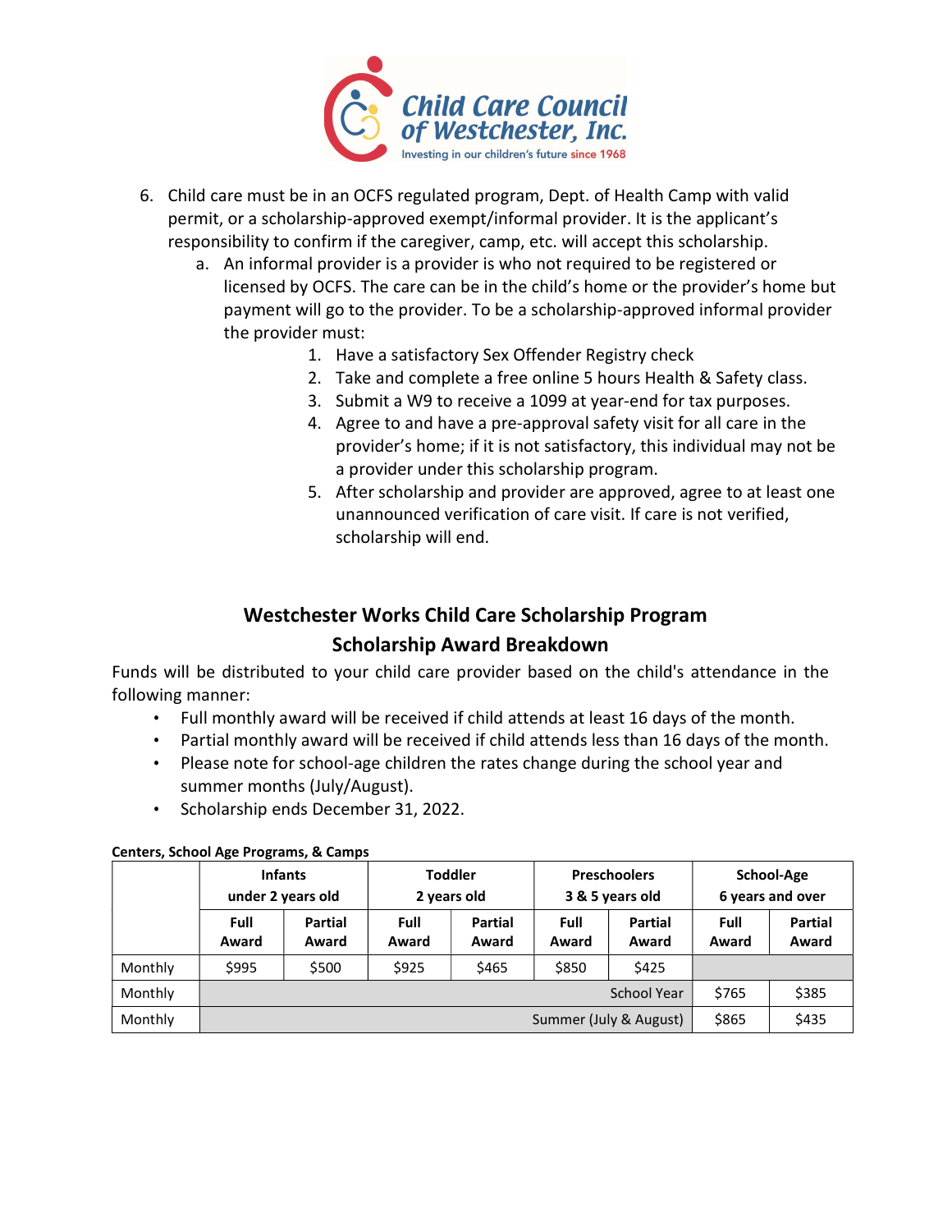6. Child care must be in an OCFS regulated program, Dept. of Health Camp with valid permit, or a scholarship-approved exempt/informal provider. It is the applicant's responsibility to confirm if the caregiver, camp, etc. will accept this scholarship.
   a. An informal provider is a provider is who not required to be registered or licensed by OCFS. The care can be in the child's home or the provider's home but payment will go to the provider. To be a scholarship-approved informal provider the provider must:
      1. Have a satisfactory Sex Offender Registry check
      2. Take and complete a free online 5 hours Health & Safety class.
      3. Submit a W9 to receive a 1099 at year-end for tax purposes.
      4. Agree to and have a pre-approval safety visit for all care in the provider's home; if it is not satisfactory, this individual may not be a provider under this scholarship program.
      5. After scholarship and provider are approved, agree to at least one unannounced verification of care visit. If care is not verified, scholarship will end.

## Westchester Works Child Care Scholarship Program
## Scholarship Award Breakdown

Funds will be distributed to your child care provider based on the child's attendance in the following manner:

- Full monthly award will be received if child attends at least 16 days of the month.
- Partial monthly award will be received if child attends less than 16 days of the month.
- Please note for school-age children the rates change during the school year and summer months (July/August).
- Scholarship ends December 31, 2022.

**Centers, School Age Programs, & Camps**

| | Infants under 2 years old | | Toddler 2 years old | | Preschoolers 3 & 5 years old | | School-Age 6 years and over | |
|---|---|---|---|---|---|---|---|---|
| | **Full Award** | **Partial Award** | **Full Award** | **Partial Award** | **Full Award** | **Partial Award** | **Full Award** | **Partial Award** |
| Monthly | $995 | $500 | $925 | $465 | $850 | $425 | | |
| Monthly | | | | | | School Year | $765 | $385 |
| Monthly | | | | | | Summer (July & August) | $865 | $435 |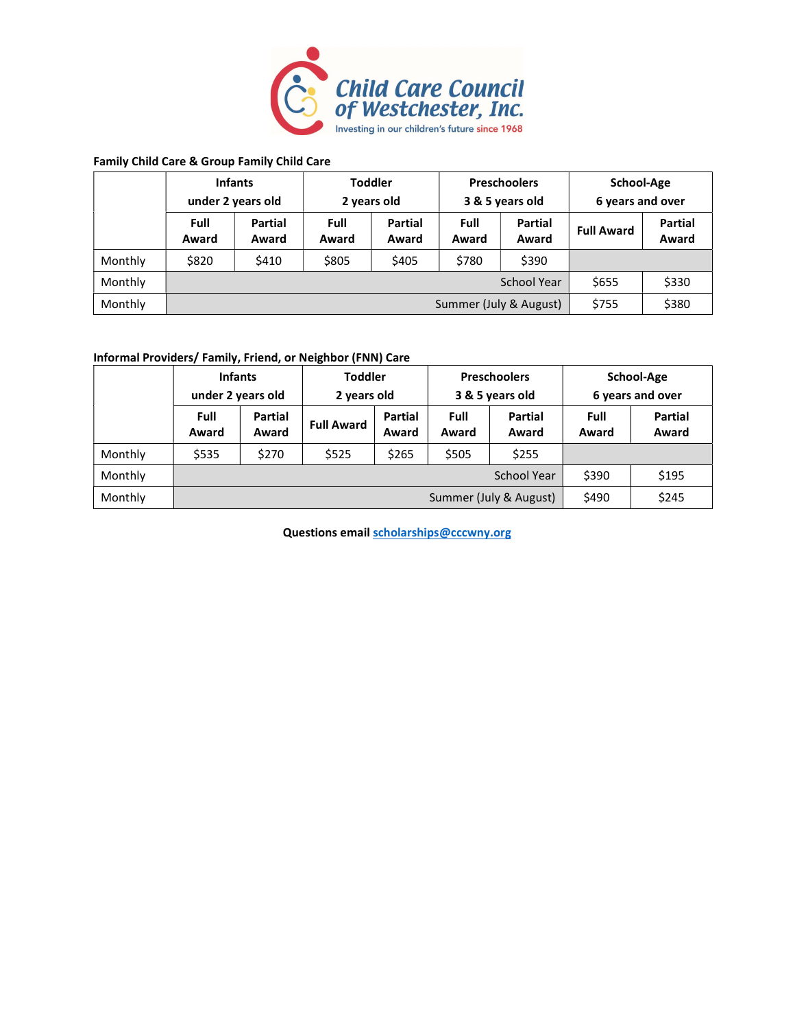Child Care Council of Westchester, Inc.

Investing in our children's future since 1968

**Family Child Care & Group Family Child Care**

| | Infants under 2 years old | | Toddler 2 years old | | Preschoolers 3 & 5 years old | | School-Age 6 years and over | |
|---|---|---|---|---|---|---|---|---|
| | Full Award | Partial Award | Full Award | Partial Award | Full Award | Partial Award | Full Award | Partial Award |
| Monthly | $820 | $410 | $805 | $405 | $780 | $390 | | |
| Monthly | School Year | | | | | | $655 | $330 |
| Monthly | Summer (July & August) | | | | | | $755 | $380 |

**Informal Providers/ Family, Friend, or Neighbor (FNN) Care**

| | Infants under 2 years old | | Toddler 2 years old | | Preschoolers 3 & 5 years old | | School-Age 6 years and over | |
|---|---|---|---|---|---|---|---|---|
| | Full Award | Partial Award | Full Award | Partial Award | Full Award | Partial Award | Full Award | Partial Award |
| Monthly | $535 | $270 | $525 | $265 | $505 | $255 | | |
| Monthly | School Year | | | | | | $390 | $195 |
| Monthly | Summer (July & August) | | | | | | $490 | $245 |

**Questions email scholarships@cccwny.org**